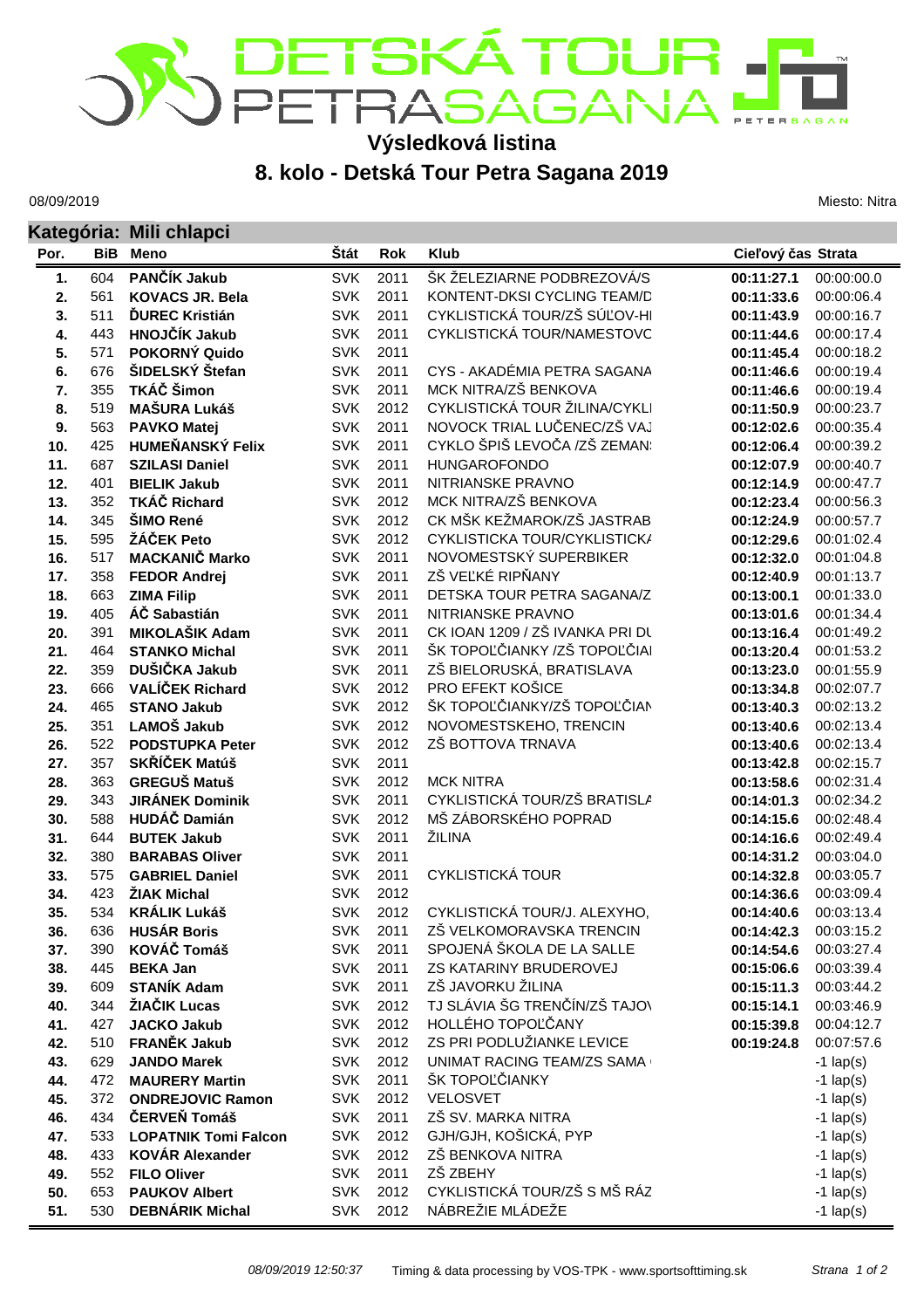DETSKÁ TOUR PETRA SAGANA

# Výsledková listina

## 8. kolo - Detská Tour Petra Sagana 2019

08/09/2019

Miesto: Nitra

### Kategória: Mili chlapci

| Por. | BiB | Meno | Štát | Rok | Klub | Cieľový čas | Strata |
|---|---|---|---|---|---|---|---|
| 1. | 604 | **PANČÍK Jakub** | SVK | 2011 | ŠK ŽELEZIARNE PODBREZOVÁ/S | **00:11:27.1** | 00:00:00.0 |
| 2. | 561 | **KOVACS JR. Bela** | SVK | 2011 | KONTENT-DKSI CYCLING TEAM/D | **00:11:33.6** | 00:00:06.4 |
| 3. | 511 | **ĎUREC Kristián** | SVK | 2011 | CYKLISTICKÁ TOUR/ZŠ SÚĽOV-HI | **00:11:43.9** | 00:00:16.7 |
| 4. | 443 | **HNOJČÍK Jakub** | SVK | 2011 | CYKLISTICKÁ TOUR/NAMESTOVC | **00:11:44.6** | 00:00:17.4 |
| 5. | 571 | **POKORNÝ Quido** | SVK | 2011 | | **00:11:45.4** | 00:00:18.2 |
| 6. | 676 | **ŠIDELSKÝ Štefan** | SVK | 2011 | CYS - AKADÉMIA PETRA SAGANA | **00:11:46.6** | 00:00:19.4 |
| 7. | 355 | **TKÁČ Šimon** | SVK | 2011 | MCK NITRA/ZŠ BENKOVA | **00:11:46.6** | 00:00:19.4 |
| 8. | 519 | **MAŠURA Lukáš** | SVK | 2012 | CYKLISTICKÁ TOUR ŽILINA/CYKLI | **00:11:50.9** | 00:00:23.7 |
| 9. | 563 | **PAVKO Matej** | SVK | 2011 | NOVOCK TRIAL LUČENEC/ZŠ VAJ | **00:12:02.6** | 00:00:35.4 |
| 10. | 425 | **HUMEŇANSKÝ Felix** | SVK | 2011 | CYKLO ŠPIŠ LEVOČA /ZŠ ZEMAN: | **00:12:06.4** | 00:00:39.2 |
| 11. | 687 | **SZILASI Daniel** | SVK | 2011 | HUNGAROFONDO | **00:12:07.9** | 00:00:40.7 |
| 12. | 401 | **BIELIK Jakub** | SVK | 2011 | NITRIANSKE PRAVNO | **00:12:14.9** | 00:00:47.7 |
| 13. | 352 | **TKÁČ Richard** | SVK | 2012 | MCK NITRA/ZŠ BENKOVA | **00:12:23.4** | 00:00:56.3 |
| 14. | 345 | **ŠIMO René** | SVK | 2012 | CK MŠK KEŽMAROK/ZŠ JASTRAB | **00:12:24.9** | 00:00:57.7 |
| 15. | 595 | **ŽÁČEK Peto** | SVK | 2012 | CYKLISTICKA TOUR/CYKLISTICK/ | **00:12:29.6** | 00:01:02.4 |
| 16. | 517 | **MACKANIČ Marko** | SVK | 2011 | NOVOMESTSKÝ SUPERBIKER | **00:12:32.0** | 00:01:04.8 |
| 17. | 358 | **FEDOR Andrej** | SVK | 2011 | ZŠ VEĽKÉ RIPŇANY | **00:12:40.9** | 00:01:13.7 |
| 18. | 663 | **ZIMA Filip** | SVK | 2011 | DETSKA TOUR PETRA SAGANA/Z | **00:13:00.1** | 00:01:33.0 |
| 19. | 405 | **ÁČ Sabastián** | SVK | 2011 | NITRIANSKE PRAVNO | **00:13:01.6** | 00:01:34.4 |
| 20. | 391 | **MIKOLAŠIK Adam** | SVK | 2011 | CK IOAN 1209 / ZŠ IVANKA PRI DU | **00:13:16.4** | 00:01:49.2 |
| 21. | 464 | **STANKO Michal** | SVK | 2011 | ŠK TOPOĽČIANKY /ZŠ TOPOĽČIAI | **00:13:20.4** | 00:01:53.2 |
| 22. | 359 | **DUŠIČKA Jakub** | SVK | 2011 | ZŠ BIELORUSKÁ, BRATISLAVA | **00:13:23.0** | 00:01:55.9 |
| 23. | 666 | **VALÍČEK Richard** | SVK | 2012 | PRO EFEKT KOŠICE | **00:13:34.8** | 00:02:07.7 |
| 24. | 465 | **STANO Jakub** | SVK | 2012 | ŠK TOPOĽČIANKY/ZŠ TOPOĽČIAN | **00:13:40.3** | 00:02:13.2 |
| 25. | 351 | **LAMOŠ Jakub** | SVK | 2012 | NOVOMESTSKEHO, TRENCIN | **00:13:40.6** | 00:02:13.4 |
| 26. | 522 | **PODSTUPKA Peter** | SVK | 2012 | ZŠ BOTTOVA TRNAVA | **00:13:40.6** | 00:02:13.4 |
| 27. | 357 | **SKŘÍČEK Matúš** | SVK | 2011 | | **00:13:42.8** | 00:02:15.7 |
| 28. | 363 | **GREGUŠ Matuš** | SVK | 2012 | MCK NITRA | **00:13:58.6** | 00:02:31.4 |
| 29. | 343 | **JIRÁNEK Dominik** | SVK | 2011 | CYKLISTICKÁ TOUR/ZŠ BRATISL/ | **00:14:01.3** | 00:02:34.2 |
| 30. | 588 | **HUDÁČ Damián** | SVK | 2012 | MŠ ZÁBORSKÉHO POPRAD | **00:14:15.6** | 00:02:48.4 |
| 31. | 644 | **BUTEK Jakub** | SVK | 2011 | ŽILINA | **00:14:16.6** | 00:02:49.4 |
| 32. | 380 | **BARABAS Oliver** | SVK | 2011 | | **00:14:31.2** | 00:03:04.0 |
| 33. | 575 | **GABRIEL Daniel** | SVK | 2011 | CYKLISTICKÁ TOUR | **00:14:32.8** | 00:03:05.7 |
| 34. | 423 | **ŽIAK Michal** | SVK | 2012 | | **00:14:36.6** | 00:03:09.4 |
| 35. | 534 | **KRÁLIK Lukáš** | SVK | 2012 | CYKLISTICKÁ TOUR/J. ALEXYHO, | **00:14:40.6** | 00:03:13.4 |
| 36. | 636 | **HUSÁR Boris** | SVK | 2011 | ZŠ VELKOMORAVSKA TRENCIN | **00:14:42.3** | 00:03:15.2 |
| 37. | 390 | **KOVÁČ Tomáš** | SVK | 2011 | SPOJENÁ ŠKOLA DE LA SALLE | **00:14:54.6** | 00:03:27.4 |
| 38. | 445 | **BEKA Jan** | SVK | 2011 | ZS KATARINY BRUDEROVEJ | **00:15:06.6** | 00:03:39.4 |
| 39. | 609 | **STANÍK Adam** | SVK | 2011 | ZŠ JAVORKU ŽILINA | **00:15:11.3** | 00:03:44.2 |
| 40. | 344 | **ŽIAČIK Lucas** | SVK | 2012 | TJ SLÁVIA ŠG TRENČÍN/ZŠ TAJO\ | **00:15:14.1** | 00:03:46.9 |
| 41. | 427 | **JACKO Jakub** | SVK | 2012 | HOLLÉHO TOPOĽČANY | **00:15:39.8** | 00:04:12.7 |
| 42. | 510 | **FRANĚK Jakub** | SVK | 2012 | ZS PRI PODLUŽIANKE LEVICE | **00:19:24.8** | 00:07:57.6 |
| 43. | 629 | **JANDO Marek** | SVK | 2012 | UNIMAT RACING TEAM/ZS SAMA | | -1 lap(s) |
| 44. | 472 | **MAURERY Martin** | SVK | 2011 | ŠK TOPOĽČIANKY | | -1 lap(s) |
| 45. | 372 | **ONDREJOVIC Ramon** | SVK | 2012 | VELOSVET | | -1 lap(s) |
| 46. | 434 | **ČERVEŇ Tomáš** | SVK | 2011 | ZŠ SV. MARKA NITRA | | -1 lap(s) |
| 47. | 533 | **LOPATNIK Tomi Falcon** | SVK | 2012 | GJH/GJH, KOŠICKÁ, PYP | | -1 lap(s) |
| 48. | 433 | **KOVÁR Alexander** | SVK | 2012 | ZŠ BENKOVA NITRA | | -1 lap(s) |
| 49. | 552 | **FILO Oliver** | SVK | 2011 | ZŠ ZBEHY | | -1 lap(s) |
| 50. | 653 | **PAUKOV Albert** | SVK | 2012 | CYKLISTICKÁ TOUR/ZŠ S MŠ RÁZ | | -1 lap(s) |
| 51. | 530 | **DEBNÁRIK Michal** | SVK | 2012 | NÁBREŽIE MLÁDEŽE | | -1 lap(s) |

*08/09/2019 12:50:37* Timing & data processing by VOS-TPK - www.sportsofttiming.sk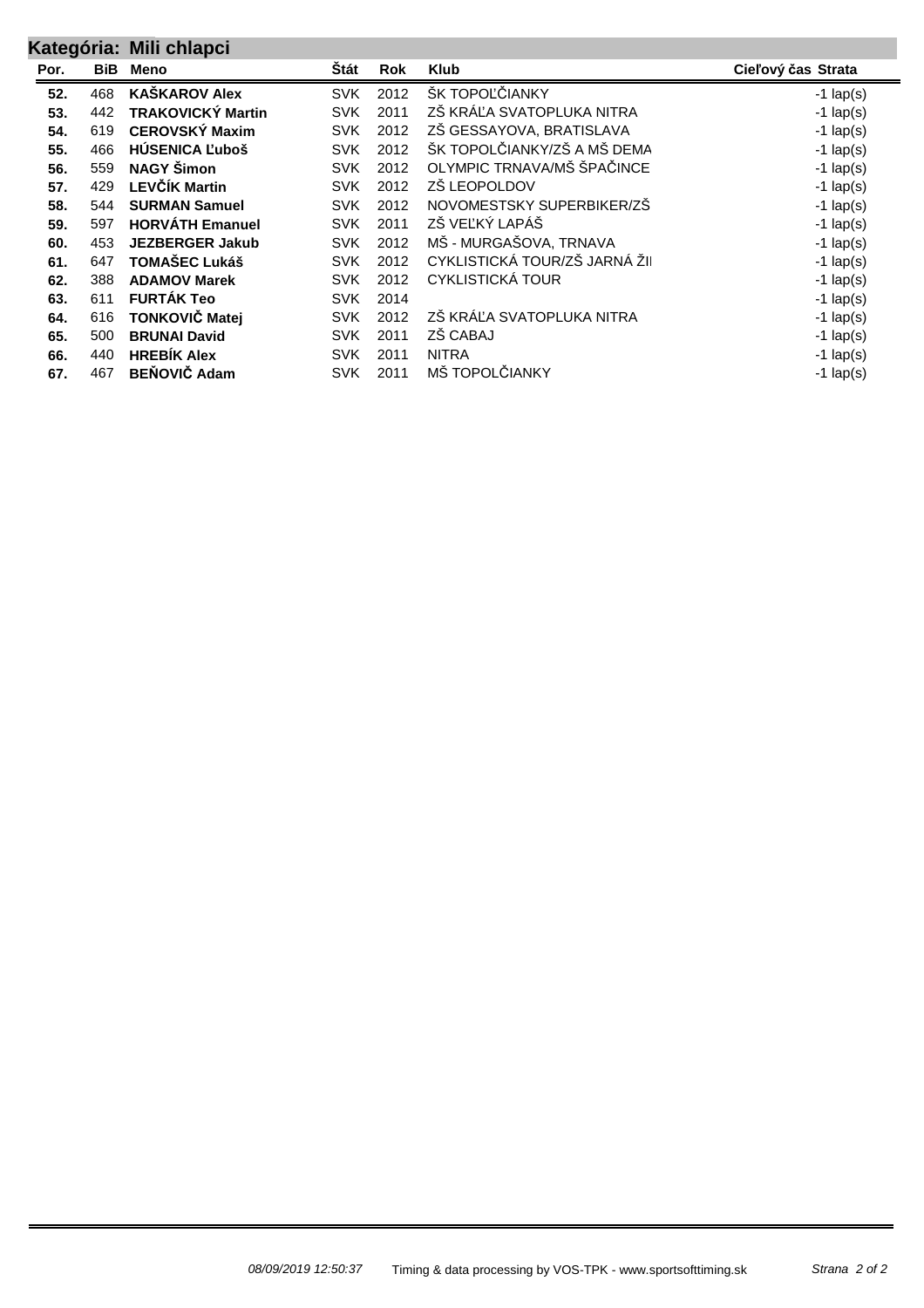## Kategória: Mili chlapci

| Por. | BiB | Meno | Štát | Rok | Klub | Cieľový čas | Strata |
|---|---|---|---|---|---|---|---|
| 52. | 468 | **KAŠKAROV Alex** | SVK | 2012 | ŠK TOPOĽČIANKY | | -1 lap(s) |
| 53. | 442 | **TRAKOVICKÝ Martin** | SVK | 2011 | ZŠ KRÁĽA SVATOPLUKA NITRA | | -1 lap(s) |
| 54. | 619 | **CEROVSKÝ Maxim** | SVK | 2012 | ZŠ GESSAYOVA, BRATISLAVA | | -1 lap(s) |
| 55. | 466 | **HÚSENICA Ľuboš** | SVK | 2012 | ŠK TOPOLČIANKY/ZŠ A MŠ DEMA | | -1 lap(s) |
| 56. | 559 | **NAGY Šimon** | SVK | 2012 | OLYMPIC TRNAVA/MŠ ŠPAČINCE | | -1 lap(s) |
| 57. | 429 | **LEVČÍK Martin** | SVK | 2012 | ZŠ LEOPOLDOV | | -1 lap(s) |
| 58. | 544 | **SURMAN Samuel** | SVK | 2012 | NOVOMESTSKY SUPERBIKER/ZŠ | | -1 lap(s) |
| 59. | 597 | **HORVÁTH Emanuel** | SVK | 2011 | ZŠ VEĽKÝ LAPÁŠ | | -1 lap(s) |
| 60. | 453 | **JEZBERGER Jakub** | SVK | 2012 | MŠ - MURGAŠOVA, TRNAVA | | -1 lap(s) |
| 61. | 647 | **TOMAŠEC Lukáš** | SVK | 2012 | CYKLISTICKÁ TOUR/ZŠ JARNÁ ŽI | | -1 lap(s) |
| 62. | 388 | **ADAMOV Marek** | SVK | 2012 | CYKLISTICKÁ TOUR | | -1 lap(s) |
| 63. | 611 | **FURTÁK Teo** | SVK | 2014 | | | -1 lap(s) |
| 64. | 616 | **TONKOVIČ Matej** | SVK | 2012 | ZŠ KRÁĽA SVATOPLUKA NITRA | | -1 lap(s) |
| 65. | 500 | **BRUNAI David** | SVK | 2011 | ZŠ CABAJ | | -1 lap(s) |
| 66. | 440 | **HREBÍK Alex** | SVK | 2011 | NITRA | | -1 lap(s) |
| 67. | 467 | **BEŇOVIČ Adam** | SVK | 2011 | MŠ TOPOLČIANKY | | -1 lap(s) |

*08/09/2019 12:50:37* Timing & data processing by VOS-TPK - www.sportsofttiming.sk